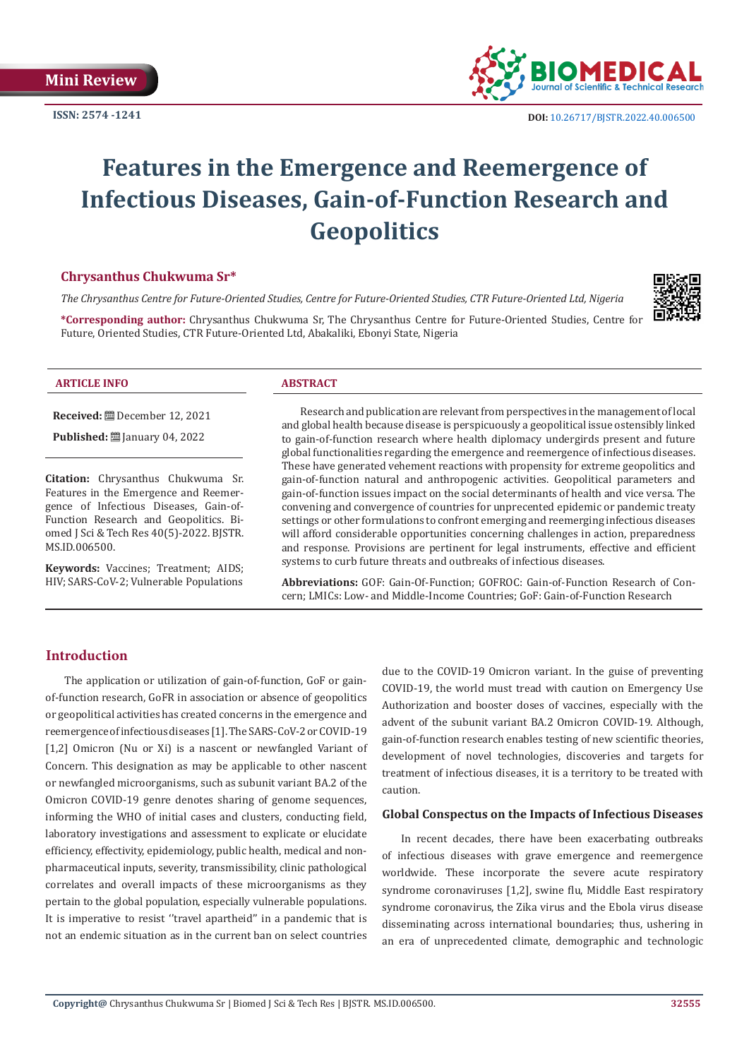Mini Review

ISSN: 2574 -1241

DOI: 10.26717/BJSTR.2022.40.006500

# Features in the Emergence and Reemergence of Infectious Diseases, Gain-of-Function Research and Geopolitics

**Chrysanthus Chukwuma Sr***

*The Chrysanthus Centre for Future-Oriented Studies, Centre for Future-Oriented Studies, CTR Future-Oriented Ltd, Nigeria*

***Corresponding author:** Chrysanthus Chukwuma Sr, The Chrysanthus Centre for Future-Oriented Studies, Centre for Future, Oriented Studies, CTR Future-Oriented Ltd, Abakaliki, Ebonyi State, Nigeria

**ARTICLE INFO**

**Received:** December 12, 2021

**Published:** January 04, 2022

**Citation:** Chrysanthus Chukwuma Sr. Features in the Emergence and Reemergence of Infectious Diseases, Gain-of-Function Research and Geopolitics. Biomed J Sci & Tech Res 40(5)-2022. BJSTR. MS.ID.006500.

**Keywords:** Vaccines; Treatment; AIDS; HIV; SARS-CoV-2; Vulnerable Populations

**ABSTRACT**

Research and publication are relevant from perspectives in the management of local and global health because disease is perspicuously a geopolitical issue ostensibly linked to gain-of-function research where health diplomacy undergirds present and future global functionalities regarding the emergence and reemergence of infectious diseases. These have generated vehement reactions with propensity for extreme geopolitics and gain-of-function natural and anthropogenic activities. Geopolitical parameters and gain-of-function issues impact on the social determinants of health and vice versa. The convening and convergence of countries for unprecented epidemic or pandemic treaty settings or other formulations to confront emerging and reemerging infectious diseases will afford considerable opportunities concerning challenges in action, preparedness and response. Provisions are pertinent for legal instruments, effective and efficient systems to curb future threats and outbreaks of infectious diseases.

**Abbreviations:** GOF: Gain-Of-Function; GOFROC: Gain-of-Function Research of Concern; LMICs: Low- and Middle-Income Countries; GoF: Gain-of-Function Research

## Introduction

The application or utilization of gain-of-function, GoF or gain-of-function research, GoFR in association or absence of geopolitics or geopolitical activities has created concerns in the emergence and reemergence of infectious diseases [1]. The SARS-CoV-2 or COVID-19 [1,2] Omicron (Nu or Xi) is a nascent or newfangled Variant of Concern. This designation as may be applicable to other nascent or newfangled microorganisms, such as subunit variant BA.2 of the Omicron COVID-19 genre denotes sharing of genome sequences, informing the WHO of initial cases and clusters, conducting field, laboratory investigations and assessment to explicate or elucidate efficiency, effectivity, epidemiology, public health, medical and non-pharmaceutical inputs, severity, transmissibility, clinic pathological correlates and overall impacts of these microorganisms as they pertain to the global population, especially vulnerable populations. It is imperative to resist ''travel apartheid'' in a pandemic that is not an endemic situation as in the current ban on select countries due to the COVID-19 Omicron variant. In the guise of preventing COVID-19, the world must tread with caution on Emergency Use Authorization and booster doses of vaccines, especially with the advent of the subunit variant BA.2 Omicron COVID-19. Although, gain-of-function research enables testing of new scientific theories, development of novel technologies, discoveries and targets for treatment of infectious diseases, it is a territory to be treated with caution.

### Global Conspectus on the Impacts of Infectious Diseases

In recent decades, there have been exacerbating outbreaks of infectious diseases with grave emergence and reemergence worldwide. These incorporate the severe acute respiratory syndrome coronaviruses [1,2], swine flu, Middle East respiratory syndrome coronavirus, the Zika virus and the Ebola virus disease disseminating across international boundaries; thus, ushering in an era of unprecedented climate, demographic and technologic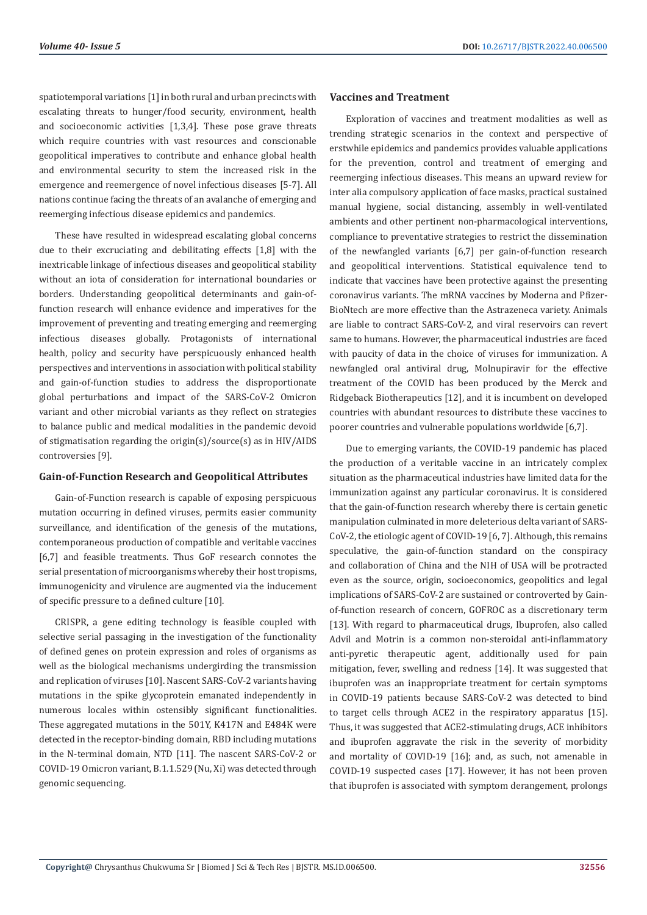spatiotemporal variations [1] in both rural and urban precincts with escalating threats to hunger/food security, environment, health and socioeconomic activities [1,3,4]. These pose grave threats which require countries with vast resources and conscionable geopolitical imperatives to contribute and enhance global health and environmental security to stem the increased risk in the emergence and reemergence of novel infectious diseases [5-7]. All nations continue facing the threats of an avalanche of emerging and reemerging infectious disease epidemics and pandemics.

These have resulted in widespread escalating global concerns due to their excruciating and debilitating effects [1,8] with the inextricable linkage of infectious diseases and geopolitical stability without an iota of consideration for international boundaries or borders. Understanding geopolitical determinants and gain-of-function research will enhance evidence and imperatives for the improvement of preventing and treating emerging and reemerging infectious diseases globally. Protagonists of international health, policy and security have perspicuously enhanced health perspectives and interventions in association with political stability and gain-of-function studies to address the disproportionate global perturbations and impact of the SARS-CoV-2 Omicron variant and other microbial variants as they reflect on strategies to balance public and medical modalities in the pandemic devoid of stigmatisation regarding the origin(s)/source(s) as in HIV/AIDS controversies [9].

## Gain-of-Function Research and Geopolitical Attributes

Gain-of-Function research is capable of exposing perspicuous mutation occurring in defined viruses, permits easier community surveillance, and identification of the genesis of the mutations, contemporaneous production of compatible and veritable vaccines [6,7] and feasible treatments. Thus GoF research connotes the serial presentation of microorganisms whereby their host tropisms, immunogenicity and virulence are augmented via the inducement of specific pressure to a defined culture [10].

CRISPR, a gene editing technology is feasible coupled with selective serial passaging in the investigation of the functionality of defined genes on protein expression and roles of organisms as well as the biological mechanisms undergirding the transmission and replication of viruses [10]. Nascent SARS-CoV-2 variants having mutations in the spike glycoprotein emanated independently in numerous locales within ostensibly significant functionalities. These aggregated mutations in the 501Y, K417N and E484K were detected in the receptor-binding domain, RBD including mutations in the N-terminal domain, NTD [11]. The nascent SARS-CoV-2 or COVID-19 Omicron variant, B.1.1.529 (Nu, Xi) was detected through genomic sequencing.

## Vaccines and Treatment

Exploration of vaccines and treatment modalities as well as trending strategic scenarios in the context and perspective of erstwhile epidemics and pandemics provides valuable applications for the prevention, control and treatment of emerging and reemerging infectious diseases. This means an upward review for inter alia compulsory application of face masks, practical sustained manual hygiene, social distancing, assembly in well-ventilated ambients and other pertinent non-pharmacological interventions, compliance to preventative strategies to restrict the dissemination of the newfangled variants [6,7] per gain-of-function research and geopolitical interventions. Statistical equivalence tend to indicate that vaccines have been protective against the presenting coronavirus variants. The mRNA vaccines by Moderna and Pfizer-BioNtech are more effective than the Astrazeneca variety. Animals are liable to contract SARS-CoV-2, and viral reservoirs can revert same to humans. However, the pharmaceutical industries are faced with paucity of data in the choice of viruses for immunization. A newfangled oral antiviral drug, Molnupiravir for the effective treatment of the COVID has been produced by the Merck and Ridgeback Biotherapeutics [12], and it is incumbent on developed countries with abundant resources to distribute these vaccines to poorer countries and vulnerable populations worldwide [6,7].

Due to emerging variants, the COVID-19 pandemic has placed the production of a veritable vaccine in an intricately complex situation as the pharmaceutical industries have limited data for the immunization against any particular coronavirus. It is considered that the gain-of-function research whereby there is certain genetic manipulation culminated in more deleterious delta variant of SARS-CoV-2, the etiologic agent of COVID-19 [6, 7]. Although, this remains speculative, the gain-of-function standard on the conspiracy and collaboration of China and the NIH of USA will be protracted even as the source, origin, socioeconomics, geopolitics and legal implications of SARS-CoV-2 are sustained or controverted by Gain-of-function research of concern, GOFROC as a discretionary term [13]. With regard to pharmaceutical drugs, Ibuprofen, also called Advil and Motrin is a common non-steroidal anti-inflammatory anti-pyretic therapeutic agent, additionally used for pain mitigation, fever, swelling and redness [14]. It was suggested that ibuprofen was an inappropriate treatment for certain symptoms in COVID-19 patients because SARS-CoV-2 was detected to bind to target cells through ACE2 in the respiratory apparatus [15]. Thus, it was suggested that ACE2-stimulating drugs, ACE inhibitors and ibuprofen aggravate the risk in the severity of morbidity and mortality of COVID-19 [16]; and, as such, not amenable in COVID-19 suspected cases [17]. However, it has not been proven that ibuprofen is associated with symptom derangement, prolongs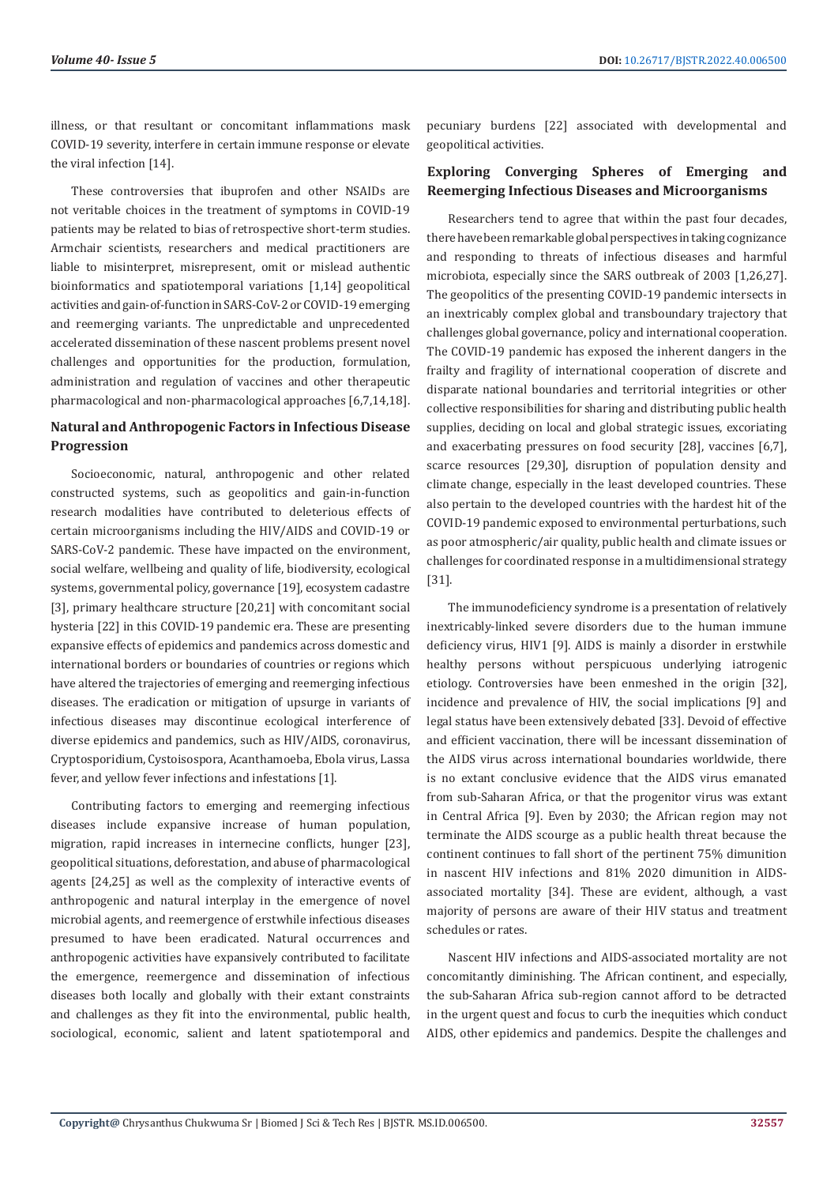illness, or that resultant or concomitant inflammations mask COVID-19 severity, interfere in certain immune response or elevate the viral infection [14].

These controversies that ibuprofen and other NSAIDs are not veritable choices in the treatment of symptoms in COVID-19 patients may be related to bias of retrospective short-term studies. Armchair scientists, researchers and medical practitioners are liable to misinterpret, misrepresent, omit or mislead authentic bioinformatics and spatiotemporal variations [1,14] geopolitical activities and gain-of-function in SARS-CoV-2 or COVID-19 emerging and reemerging variants. The unpredictable and unprecedented accelerated dissemination of these nascent problems present novel challenges and opportunities for the production, formulation, administration and regulation of vaccines and other therapeutic pharmacological and non-pharmacological approaches [6,7,14,18].

## Natural and Anthropogenic Factors in Infectious Disease Progression

Socioeconomic, natural, anthropogenic and other related constructed systems, such as geopolitics and gain-in-function research modalities have contributed to deleterious effects of certain microorganisms including the HIV/AIDS and COVID-19 or SARS-CoV-2 pandemic. These have impacted on the environment, social welfare, wellbeing and quality of life, biodiversity, ecological systems, governmental policy, governance [19], ecosystem cadastre [3], primary healthcare structure [20,21] with concomitant social hysteria [22] in this COVID-19 pandemic era. These are presenting expansive effects of epidemics and pandemics across domestic and international borders or boundaries of countries or regions which have altered the trajectories of emerging and reemerging infectious diseases. The eradication or mitigation of upsurge in variants of infectious diseases may discontinue ecological interference of diverse epidemics and pandemics, such as HIV/AIDS, coronavirus, Cryptosporidium, Cystoisospora, Acanthamoeba, Ebola virus, Lassa fever, and yellow fever infections and infestations [1].

Contributing factors to emerging and reemerging infectious diseases include expansive increase of human population, migration, rapid increases in internecine conflicts, hunger [23], geopolitical situations, deforestation, and abuse of pharmacological agents [24,25] as well as the complexity of interactive events of anthropogenic and natural interplay in the emergence of novel microbial agents, and reemergence of erstwhile infectious diseases presumed to have been eradicated. Natural occurrences and anthropogenic activities have expansively contributed to facilitate the emergence, reemergence and dissemination of infectious diseases both locally and globally with their extant constraints and challenges as they fit into the environmental, public health, sociological, economic, salient and latent spatiotemporal and pecuniary burdens [22] associated with developmental and geopolitical activities.

## Exploring Converging Spheres of Emerging and Reemerging Infectious Diseases and Microorganisms

Researchers tend to agree that within the past four decades, there have been remarkable global perspectives in taking cognizance and responding to threats of infectious diseases and harmful microbiota, especially since the SARS outbreak of 2003 [1,26,27]. The geopolitics of the presenting COVID-19 pandemic intersects in an inextricably complex global and transboundary trajectory that challenges global governance, policy and international cooperation. The COVID-19 pandemic has exposed the inherent dangers in the frailty and fragility of international cooperation of discrete and disparate national boundaries and territorial integrities or other collective responsibilities for sharing and distributing public health supplies, deciding on local and global strategic issues, excoriating and exacerbating pressures on food security [28], vaccines [6,7], scarce resources [29,30], disruption of population density and climate change, especially in the least developed countries. These also pertain to the developed countries with the hardest hit of the COVID-19 pandemic exposed to environmental perturbations, such as poor atmospheric/air quality, public health and climate issues or challenges for coordinated response in a multidimensional strategy [31].

The immunodeficiency syndrome is a presentation of relatively inextricably-linked severe disorders due to the human immune deficiency virus, HIV1 [9]. AIDS is mainly a disorder in erstwhile healthy persons without perspicuous underlying iatrogenic etiology. Controversies have been enmeshed in the origin [32], incidence and prevalence of HIV, the social implications [9] and legal status have been extensively debated [33]. Devoid of effective and efficient vaccination, there will be incessant dissemination of the AIDS virus across international boundaries worldwide, there is no extant conclusive evidence that the AIDS virus emanated from sub-Saharan Africa, or that the progenitor virus was extant in Central Africa [9]. Even by 2030; the African region may not terminate the AIDS scourge as a public health threat because the continent continues to fall short of the pertinent 75% dimunition in nascent HIV infections and 81% 2020 dimunition in AIDS-associated mortality [34]. These are evident, although, a vast majority of persons are aware of their HIV status and treatment schedules or rates.

Nascent HIV infections and AIDS-associated mortality are not concomitantly diminishing. The African continent, and especially, the sub-Saharan Africa sub-region cannot afford to be detracted in the urgent quest and focus to curb the inequities which conduct AIDS, other epidemics and pandemics. Despite the challenges and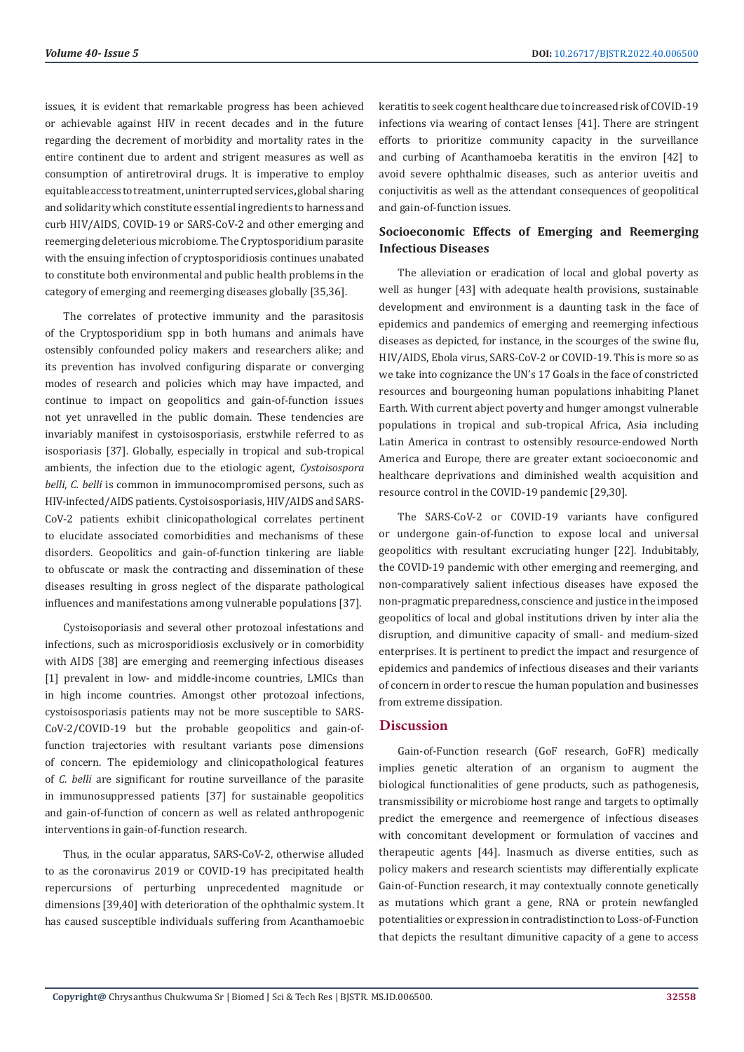issues, it is evident that remarkable progress has been achieved or achievable against HIV in recent decades and in the future regarding the decrement of morbidity and mortality rates in the entire continent due to ardent and strigent measures as well as consumption of antiretroviral drugs. It is imperative to employ equitable access to treatment, uninterrupted services, global sharing and solidarity which constitute essential ingredients to harness and curb HIV/AIDS, COVID-19 or SARS-CoV-2 and other emerging and reemerging deleterious microbiome. The Cryptosporidium parasite with the ensuing infection of cryptosporidiosis continues unabated to constitute both environmental and public health problems in the category of emerging and reemerging diseases globally [35,36].

The correlates of protective immunity and the parasitosis of the Cryptosporidium spp in both humans and animals have ostensibly confounded policy makers and researchers alike; and its prevention has involved configuring disparate or converging modes of research and policies which may have impacted, and continue to impact on geopolitics and gain-of-function issues not yet unravelled in the public domain. These tendencies are invariably manifest in cystoisosporiasis, erstwhile referred to as isosporiasis [37]. Globally, especially in tropical and sub-tropical ambients, the infection due to the etiologic agent, *Cystoisospora belli*, *C. belli* is common in immunocompromised persons, such as HIV-infected/AIDS patients. Cystoisosporiasis, HIV/AIDS and SARS-CoV-2 patients exhibit clinicopathological correlates pertinent to elucidate associated comorbidities and mechanisms of these disorders. Geopolitics and gain-of-function tinkering are liable to obfuscate or mask the contracting and dissemination of these diseases resulting in gross neglect of the disparate pathological influences and manifestations among vulnerable populations [37].

Cystoisoporiasis and several other protozoal infestations and infections, such as microsporidiosis exclusively or in comorbidity with AIDS [38] are emerging and reemerging infectious diseases [1] prevalent in low- and middle-income countries, LMICs than in high income countries. Amongst other protozoal infections, cystoisosporiasis patients may not be more susceptible to SARS-CoV-2/COVID-19 but the probable geopolitics and gain-of-function trajectories with resultant variants pose dimensions of concern. The epidemiology and clinicopathological features of *C. belli* are significant for routine surveillance of the parasite in immunosuppressed patients [37] for sustainable geopolitics and gain-of-function of concern as well as related anthropogenic interventions in gain-of-function research.

Thus, in the ocular apparatus, SARS-CoV-2, otherwise alluded to as the coronavirus 2019 or COVID-19 has precipitated health repercussions of perturbing unprecedented magnitude or dimensions [39,40] with deterioration of the ophthalmic system. It has caused susceptible individuals suffering from Acanthamoebic keratitis to seek cogent healthcare due to increased risk of COVID-19 infections via wearing of contact lenses [41]. There are stringent efforts to prioritize community capacity in the surveillance and curbing of Acanthamoeba keratitis in the environ [42] to avoid severe ophthalmic diseases, such as anterior uveitis and conjuctivitis as well as the attendant consequences of geopolitical and gain-of-function issues.

## Socioeconomic Effects of Emerging and Reemerging Infectious Diseases

The alleviation or eradication of local and global poverty as well as hunger [43] with adequate health provisions, sustainable development and environment is a daunting task in the face of epidemics and pandemics of emerging and reemerging infectious diseases as depicted, for instance, in the scourges of the swine flu, HIV/AIDS, Ebola virus, SARS-CoV-2 or COVID-19. This is more so as we take into cognizance the UN's 17 Goals in the face of constricted resources and bourgeoning human populations inhabiting Planet Earth. With current abject poverty and hunger amongst vulnerable populations in tropical and sub-tropical Africa, Asia including Latin America in contrast to ostensibly resource-endowed North America and Europe, there are greater extant socioeconomic and healthcare deprivations and diminished wealth acquisition and resource control in the COVID-19 pandemic [29,30].

The SARS-CoV-2 or COVID-19 variants have configured or undergone gain-of-function to expose local and universal geopolitics with resultant excruciating hunger [22]. Indubitably, the COVID-19 pandemic with other emerging and reemerging, and non-comparatively salient infectious diseases have exposed the non-pragmatic preparedness, conscience and justice in the imposed geopolitics of local and global institutions driven by inter alia the disruption, and diminutive capacity of small- and medium-sized enterprises. It is pertinent to predict the impact and resurgence of epidemics and pandemics of infectious diseases and their variants of concern in order to rescue the human population and businesses from extreme dissipation.

# Discussion

Gain-of-Function research (GoF research, GoFR) medically implies genetic alteration of an organism to augment the biological functionalities of gene products, such as pathogenesis, transmissibility or microbiome host range and targets to optimally predict the emergence and reemergence of infectious diseases with concomitant development or formulation of vaccines and therapeutic agents [44]. Inasmuch as diverse entities, such as policy makers and research scientists may differentially explicate Gain-of-Function research, it may contextually connote genetically as mutations which grant a gene, RNA or protein newfangled potentialities or expression in contradistinction to Loss-of-Function that depicts the resultant diminutive capacity of a gene to access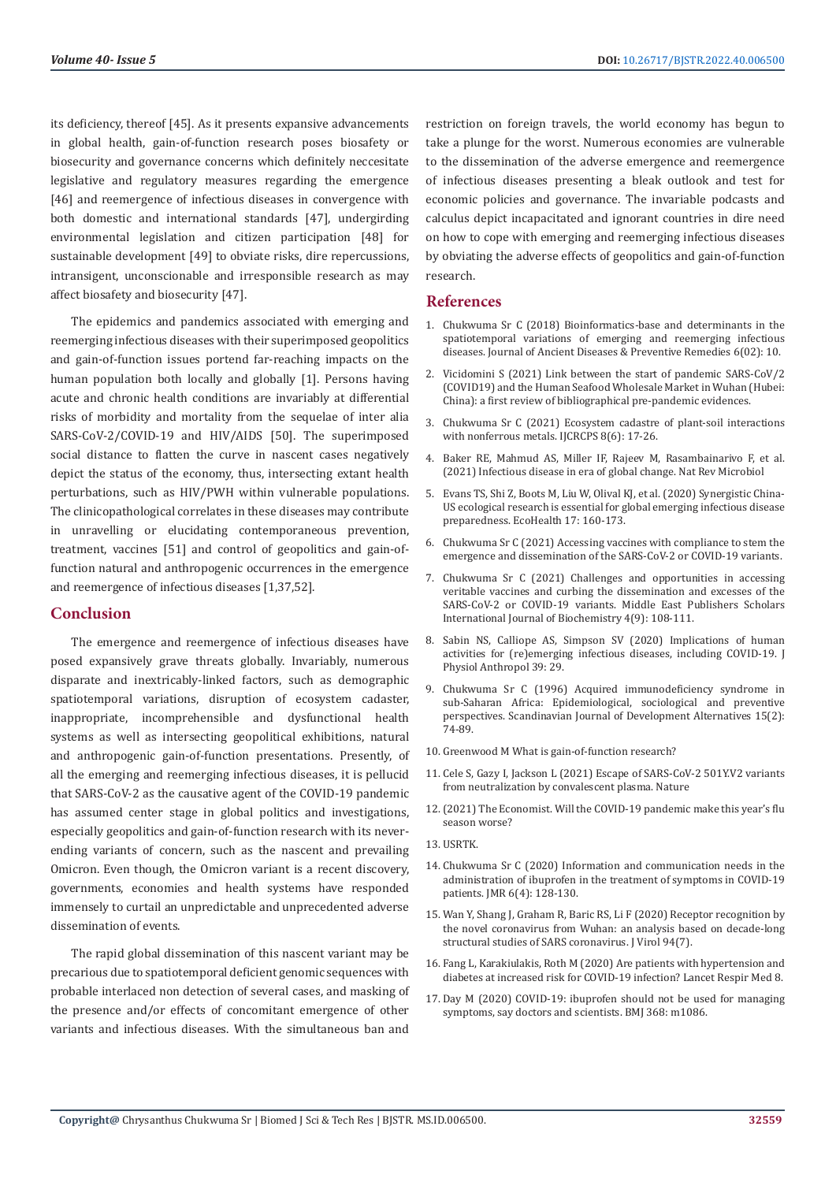its deficiency, thereof [45]. As it presents expansive advancements in global health, gain-of-function research poses biosafety or biosecurity and governance concerns which definitely neccesitate legislative and regulatory measures regarding the emergence [46] and reemergence of infectious diseases in convergence with both domestic and international standards [47], undergirding environmental legislation and citizen participation [48] for sustainable development [49] to obviate risks, dire repercussions, intransigent, unconscionable and irresponsible research as may affect biosafety and biosecurity [47].

The epidemics and pandemics associated with emerging and reemerging infectious diseases with their superimposed geopolitics and gain-of-function issues portend far-reaching impacts on the human population both locally and globally [1]. Persons having acute and chronic health conditions are invariably at differential risks of morbidity and mortality from the sequelae of inter alia SARS-CoV-2/COVID-19 and HIV/AIDS [50]. The superimposed social distance to flatten the curve in nascent cases negatively depict the status of the economy, thus, intersecting extant health perturbations, such as HIV/PWH within vulnerable populations. The clinicopathological correlates in these diseases may contribute in unravelling or elucidating contemporaneous prevention, treatment, vaccines [51] and control of geopolitics and gain-of-function natural and anthropogenic occurrences in the emergence and reemergence of infectious diseases [1,37,52].

## Conclusion

The emergence and reemergence of infectious diseases have posed expansively grave threats globally. Invariably, numerous disparate and inextricably-linked factors, such as demographic spatiotemporal variations, disruption of ecosystem cadaster, inappropriate, incomprehensible and dysfunctional health systems as well as intersecting geopolitical exhibitions, natural and anthropogenic gain-of-function presentations. Presently, of all the emerging and reemerging infectious diseases, it is pellucid that SARS-CoV-2 as the causative agent of the COVID-19 pandemic has assumed center stage in global politics and investigations, especially geopolitics and gain-of-function research with its never-ending variants of concern, such as the nascent and prevailing Omicron. Even though, the Omicron variant is a recent discovery, governments, economies and health systems have responded immensely to curtail an unpredictable and unprecedented adverse dissemination of events.

The rapid global dissemination of this nascent variant may be precarious due to spatiotemporal deficient genomic sequences with probable interlaced non detection of several cases, and masking of the presence and/or effects of concomitant emergence of other variants and infectious diseases. With the simultaneous ban and restriction on foreign travels, the world economy has begun to take a plunge for the worst. Numerous economies are vulnerable to the dissemination of the adverse emergence and reemergence of infectious diseases presenting a bleak outlook and test for economic policies and governance. The invariable podcasts and calculus depict incapacitated and ignorant countries in dire need on how to cope with emerging and reemerging infectious diseases by obviating the adverse effects of geopolitics and gain-of-function research.

## References

1. Chukwuma Sr C (2018) Bioinformatics-base and determinants in the spatiotemporal variations of emerging and reemerging infectious diseases. Journal of Ancient Diseases & Preventive Remedies 6(02): 10.
2. Vicidomini S (2021) Link between the start of pandemic SARS-CoV/2 (COVID19) and the Human Seafood Wholesale Market in Wuhan (Hubei: China): a first review of bibliographical pre-pandemic evidences.
3. Chukwuma Sr C (2021) Ecosystem cadastre of plant-soil interactions with nonferrous metals. IJCRCPS 8(6): 17-26.
4. Baker RE, Mahmud AS, Miller IF, Rajeev M, Rasambainarivo F, et al. (2021) Infectious disease in era of global change. Nat Rev Microbiol
5. Evans TS, Shi Z, Boots M, Liu W, Olival KJ, et al. (2020) Synergistic China-US ecological research is essential for global emerging infectious disease preparedness. EcoHealth 17: 160-173.
6. Chukwuma Sr C (2021) Accessing vaccines with compliance to stem the emergence and dissemination of the SARS-CoV-2 or COVID-19 variants.
7. Chukwuma Sr C (2021) Challenges and opportunities in accessing veritable vaccines and curbing the dissemination and excesses of the SARS-CoV-2 or COVID-19 variants. Middle East Publishers Scholars International Journal of Biochemistry 4(9): 108-111.
8. Sabin NS, Calliope AS, Simpson SV (2020) Implications of human activities for (re)emerging infectious diseases, including COVID-19. J Physiol Anthropol 39: 29.
9. Chukwuma Sr C (1996) Acquired immunodeficiency syndrome in sub-Saharan Africa: Epidemiological, sociological and preventive perspectives. Scandinavian Journal of Development Alternatives 15(2): 74-89.
10. Greenwood M What is gain-of-function research?
11. Cele S, Gazy I, Jackson L (2021) Escape of SARS-CoV-2 501Y.V2 variants from neutralization by convalescent plasma. Nature
12. (2021) The Economist. Will the COVID-19 pandemic make this year's flu season worse?
13. USRTK.
14. Chukwuma Sr C (2020) Information and communication needs in the administration of ibuprofen in the treatment of symptoms in COVID-19 patients. JMR 6(4): 128-130.
15. Wan Y, Shang J, Graham R, Baric RS, Li F (2020) Receptor recognition by the novel coronavirus from Wuhan: an analysis based on decade-long structural studies of SARS coronavirus. J Virol 94(7).
16. Fang L, Karakiulakis, Roth M (2020) Are patients with hypertension and diabetes at increased risk for COVID-19 infection? Lancet Respir Med 8.
17. Day M (2020) COVID-19: ibuprofen should not be used for managing symptoms, say doctors and scientists. BMJ 368: m1086.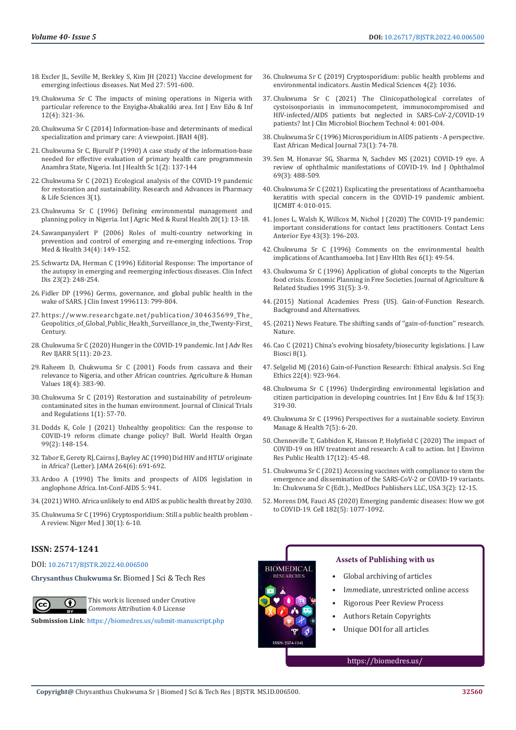18. Excler JL, Seville M, Berkley S, Kim JH (2021) Vaccine development for emerging infectious diseases. Nat Med 27: 591-600.
19. Chukwuma Sr C The impacts of mining operations in Nigeria with particular reference to the Enyigba-Abakaliki area. Int J Env Edu & Inf 12(4): 321-36.
20. Chukwuma Sr C (2014) Information-base and determinants of medical specialization and primary care: A viewpoint. JBAH 4(8).
21. Chukwuma Sr C, Bjurulf P (1990) A case study of the information-base needed for effective evaluation of primary health care programmesin Anambra State, Nigeria. Int J Health Sc 1(2): 137-144
22. Chukwuma Sr C (2021) Ecological analysis of the COVID-19 pandemic for restoration and sustainability. Research and Advances in Pharmacy & Life Sciences 3(1).
23. Chukwuma Sr C (1996) Defining environmental management and planning policy in Nigeria. Int J Agric Med & Rural Health 20(1): 13-18.
24. Sawanpanyalert P (2006) Roles of multi-country networking in prevention and control of emerging and re-emerging infections. Trop Med & Health 34(4): 149-152.
25. Schwartz DA, Herman C (1996) Editorial Response: The importance of the autopsy in emerging and reemerging infectious diseases. Clin Infect Dis 23(2): 248-254.
26. Fidler DP (1996) Germs, governance, and global public health in the wake of SARS. J Clin Invest 1996113: 799-804.
27. https://www.researchgate.net/publication/304635699_The_Geopolitics_of_Global_Public_Health_Surveillance_in_the_Twenty-First_Century.
28. Chukwuma Sr C (2020) Hunger in the COVID-19 pandemic. Int J Adv Res Rev IJARR 5(11): 20-23.
29. Raheem D, Chukwuma Sr C (2001) Foods from cassava and their relevance to Nigeria, and other African countries. Agriculture & Human Values 18(4): 383-90.
30. Chukwuma Sr C (2019) Restoration and sustainability of petroleum-contaminated sites in the human environment. Journal of Clinical Trials and Regulations 1(1): 57-70.
31. Dodds K, Cole J (2021) Unhealthy geopolitics: Can the response to COVID-19 reform climate change policy? Bull. World Health Organ 99(2): 148-154.
32. Tabor E, Gerety RJ, Cairns J, Bayley AC (1990) Did HIV and HTLV originate in Africa? (Letter). JAMA 264(6): 691-692.
33. Ardoo A (1990) The limits and prospects of AIDS legislation in anglophone Africa. Int-Conf-AIDS 5: 941.
34. (2021) WHO. Africa unlikely to end AIDS as public health threat by 2030.
35. Chukwuma Sr C (1996) Cryptosporidium: Still a public health problem - A review. Niger Med J 30(1): 6-10.
36. Chukwuma Sr C (2019) Cryptosporidium: public health problems and environmental indicators. Austin Medical Sciences 4(2): 1036.
37. Chukwuma Sr C (2021) The Clinicopathological correlates of cystoisosporiasis in immunocompetent, immunocompromised and HIV-infected/AIDS patients but neglected in SARS-CoV-2/COVID-19 patients? Int J Clin Microbiol Biochem Technol 4: 001-004.
38. Chukwuma Sr C (1996) Microsporidium in AIDS patients - A perspective. East African Medical Journal 73(1): 74-78.
39. Sen M, Honavar SG, Sharma N, Sachdev MS (2021) COVID-19 eye. A review of ophthalmic manifestations of COVID-19. Ind J Ophthalmol 69(3): 488-509.
40. Chukwuma Sr C (2021) Explicating the presentations of Acanthamoeba keratitis with special concern in the COVID-19 pandemic ambient. IJCMBT 4: 010-015.
41. Jones L, Walsh K, Willcox M, Nichol J (2020) The COVID-19 pandemic: important considerations for contact lens practitioners. Contact Lens Anterior Eye 43(3): 196-203.
42. Chukwuma Sr C (1996) Comments on the environmental health implications of Acanthamoeba. Int J Env Hlth Res 6(1): 49-54.
43. Chukwuma Sr C (1996) Application of global concepts to the Nigerian food crisis. Economic Planning in Free Societies. Journal of Agriculture & Related Studies 1995 31(5): 3-9.
44. (2015) National Academies Press (US). Gain-of-Function Research. Background and Alternatives.
45. (2021) News Feature. The shifting sands of "gain-of-function" research. Nature.
46. Cao C (2021) China's evolving biosafety/biosecurity legislations. J Law Biosci 8(1).
47. Selgelid MJ (2016) Gain-of-Function Research: Ethical analysis. Sci Eng Ethics 22(4): 923-964.
48. Chukwuma Sr C (1996) Undergirding environmental legislation and citizen participation in developing countries. Int J Env Edu & Inf 15(3): 319-30.
49. Chukwuma Sr C (1996) Perspectives for a sustainable society. Environ Manage & Health 7(5): 6-20.
50. Chenneville T, Gabbidon K, Hanson P, Holyfield C (2020) The impact of COVID-19 on HIV treatment and research: A call to action. Int J Environ Res Public Health 17(12): 45-48.
51. Chukwuma Sr C (2021) Accessing vaccines with compliance to stem the emergence and dissemination of the SARS-CoV-2 or COVID-19 variants. In: Chukwuma Sr C (Edt.)., MedDocs Publishers LLC, USA 3(2): 12-15.
52. Morens DM, Fauci AS (2020) Emerging pandemic diseases: How we got to COVID-19. Cell 182(5): 1077-1092.

**ISSN: 2574-1241**

DOI: 10.26717/BJSTR.2022.40.006500

**Chrysanthus Chukwuma Sr.** Biomed J Sci & Tech Res

This work is licensed under Creative *Commons* Attribution 4.0 License

**Submission Link**: https://biomedres.us/submit-manuscript.php

**Assets of Publishing with us**

- Global archiving of articles
- Immediate, unrestricted online access
- Rigorous Peer Review Process
- Authors Retain Copyrights
- Unique DOI for all articles

https://biomedres.us/